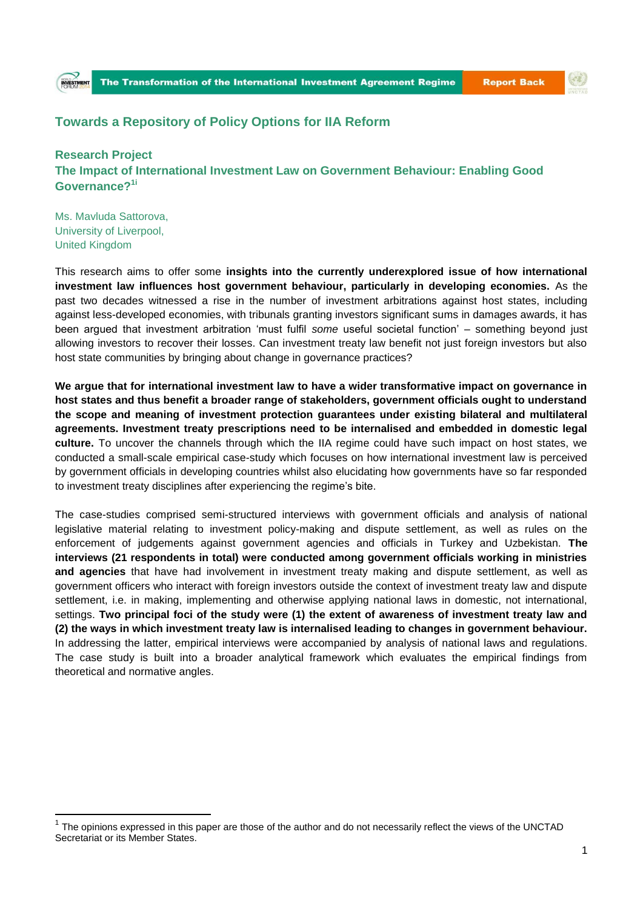## Towards a Repository of Policy Options for IIA Reform

### Research Project
### The Impact of International Investment Law on Government Behaviour: Enabling Good Governance?[1i]

Ms. Mavluda Sattorova,
University of Liverpool,
United Kingdom

This research aims to offer some **insights into the currently underexplored issue of how international investment law influences host government behaviour, particularly in developing economies.** As the past two decades witnessed a rise in the number of investment arbitrations against host states, including against less-developed economies, with tribunals granting investors significant sums in damages awards, it has been argued that investment arbitration 'must fulfil *some* useful societal function' – something beyond just allowing investors to recover their losses. Can investment treaty law benefit not just foreign investors but also host state communities by bringing about change in governance practices?

**We argue that for international investment law to have a wider transformative impact on governance in host states and thus benefit a broader range of stakeholders, government officials ought to understand the scope and meaning of investment protection guarantees under existing bilateral and multilateral agreements. Investment treaty prescriptions need to be internalised and embedded in domestic legal culture.** To uncover the channels through which the IIA regime could have such impact on host states, we conducted a small-scale empirical case-study which focuses on how international investment law is perceived by government officials in developing countries whilst also elucidating how governments have so far responded to investment treaty disciplines after experiencing the regime's bite.

The case-studies comprised semi-structured interviews with government officials and analysis of national legislative material relating to investment policy-making and dispute settlement, as well as rules on the enforcement of judgements against government agencies and officials in Turkey and Uzbekistan. **The interviews (21 respondents in total) were conducted among government officials working in ministries and agencies** that have had involvement in investment treaty making and dispute settlement, as well as government officers who interact with foreign investors outside the context of investment treaty law and dispute settlement, i.e. in making, implementing and otherwise applying national laws in domestic, not international, settings. **Two principal foci of the study were (1) the extent of awareness of investment treaty law and (2) the ways in which investment treaty law is internalised leading to changes in government behaviour.** In addressing the latter, empirical interviews were accompanied by analysis of national laws and regulations. The case study is built into a broader analytical framework which evaluates the empirical findings from theoretical and normative angles.

---

[1] The opinions expressed in this paper are those of the author and do not necessarily reflect the views of the UNCTAD Secretariat or its Member States.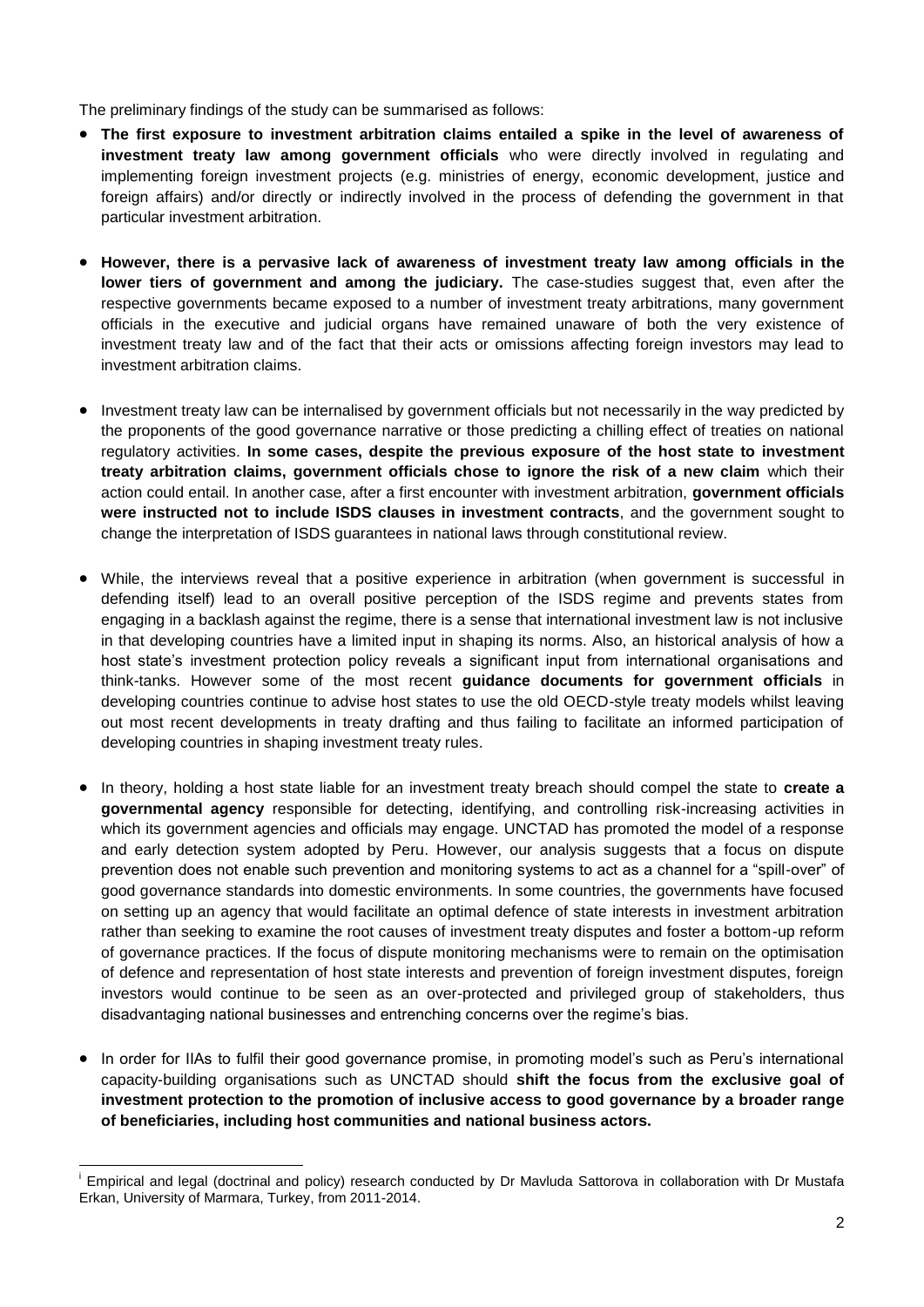The preliminary findings of the study can be summarised as follows:

- **The first exposure to investment arbitration claims entailed a spike in the level of awareness of investment treaty law among government officials** who were directly involved in regulating and implementing foreign investment projects (e.g. ministries of energy, economic development, justice and foreign affairs) and/or directly or indirectly involved in the process of defending the government in that particular investment arbitration.

- **However, there is a pervasive lack of awareness of investment treaty law among officials in the lower tiers of government and among the judiciary.** The case-studies suggest that, even after the respective governments became exposed to a number of investment treaty arbitrations, many government officials in the executive and judicial organs have remained unaware of both the very existence of investment treaty law and of the fact that their acts or omissions affecting foreign investors may lead to investment arbitration claims.

- Investment treaty law can be internalised by government officials but not necessarily in the way predicted by the proponents of the good governance narrative or those predicting a chilling effect of treaties on national regulatory activities. **In some cases, despite the previous exposure of the host state to investment treaty arbitration claims, government officials chose to ignore the risk of a new claim** which their action could entail. In another case, after a first encounter with investment arbitration, **government officials were instructed not to include ISDS clauses in investment contracts**, and the government sought to change the interpretation of ISDS guarantees in national laws through constitutional review.

- While, the interviews reveal that a positive experience in arbitration (when government is successful in defending itself) lead to an overall positive perception of the ISDS regime and prevents states from engaging in a backlash against the regime, there is a sense that international investment law is not inclusive in that developing countries have a limited input in shaping its norms. Also, an historical analysis of how a host state's investment protection policy reveals a significant input from international organisations and think-tanks. However some of the most recent **guidance documents for government officials** in developing countries continue to advise host states to use the old OECD-style treaty models whilst leaving out most recent developments in treaty drafting and thus failing to facilitate an informed participation of developing countries in shaping investment treaty rules.

- In theory, holding a host state liable for an investment treaty breach should compel the state to **create a governmental agency** responsible for detecting, identifying, and controlling risk-increasing activities in which its government agencies and officials may engage. UNCTAD has promoted the model of a response and early detection system adopted by Peru. However, our analysis suggests that a focus on dispute prevention does not enable such prevention and monitoring systems to act as a channel for a "spill-over" of good governance standards into domestic environments. In some countries, the governments have focused on setting up an agency that would facilitate an optimal defence of state interests in investment arbitration rather than seeking to examine the root causes of investment treaty disputes and foster a bottom-up reform of governance practices. If the focus of dispute monitoring mechanisms were to remain on the optimisation of defence and representation of host state interests and prevention of foreign investment disputes, foreign investors would continue to be seen as an over-protected and privileged group of stakeholders, thus disadvantaging national businesses and entrenching concerns over the regime's bias.

- In order for IIAs to fulfil their good governance promise, in promoting model's such as Peru's international capacity-building organisations such as UNCTAD should **shift the focus from the exclusive goal of investment protection to the promotion of inclusive access to good governance by a broader range of beneficiaries, including host communities and national business actors.**

---

[i] Empirical and legal (doctrinal and policy) research conducted by Dr Mavluda Sattorova in collaboration with Dr Mustafa Erkan, University of Marmara, Turkey, from 2011-2014.